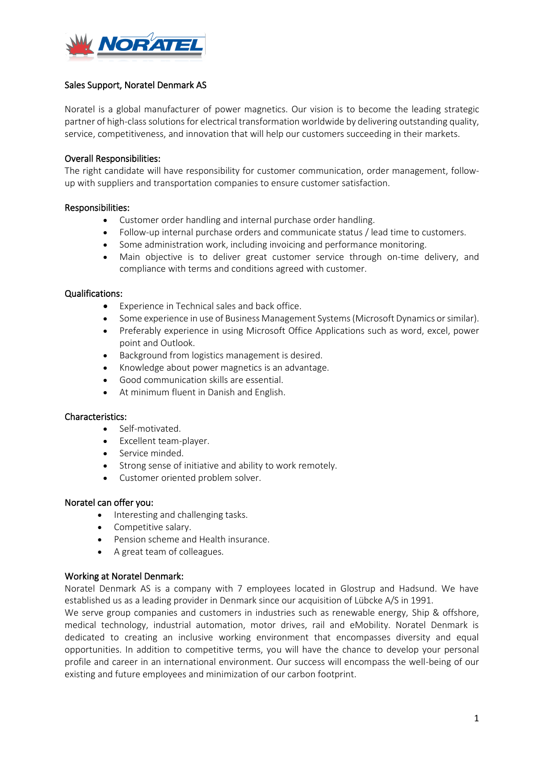## Sales Support, Noratel Denmark AS

Noratel is a global manufacturer of power magnetics. Our vision is to become the leading strategic partner of high-class solutions for electrical transformation worldwide by delivering outstanding quality, service, competitiveness, and innovation that will help our customers succeeding in their markets.

### Overall Responsibilities:

The right candidate will have responsibility for customer communication, order management, follow-up with suppliers and transportation companies to ensure customer satisfaction.

### Responsibilities:

- Customer order handling and internal purchase order handling.
- Follow-up internal purchase orders and communicate status / lead time to customers.
- Some administration work, including invoicing and performance monitoring.
- Main objective is to deliver great customer service through on-time delivery, and compliance with terms and conditions agreed with customer.

### Qualifications:

- Experience in Technical sales and back office.
- Some experience in use of Business Management Systems (Microsoft Dynamics or similar).
- Preferably experience in using Microsoft Office Applications such as word, excel, power point and Outlook.
- Background from logistics management is desired.
- Knowledge about power magnetics is an advantage.
- Good communication skills are essential.
- At minimum fluent in Danish and English.

### Characteristics:

- Self-motivated.
- Excellent team-player.
- Service minded.
- Strong sense of initiative and ability to work remotely.
- Customer oriented problem solver.

### Noratel can offer you:

- Interesting and challenging tasks.
- Competitive salary.
- Pension scheme and Health insurance.
- A great team of colleagues.

### Working at Noratel Denmark:

Noratel Denmark AS is a company with 7 employees located in Glostrup and Hadsund. We have established us as a leading provider in Denmark since our acquisition of Lübcke A/S in 1991.

We serve group companies and customers in industries such as renewable energy, Ship & offshore, medical technology, industrial automation, motor drives, rail and eMobility. Noratel Denmark is dedicated to creating an inclusive working environment that encompasses diversity and equal opportunities. In addition to competitive terms, you will have the chance to develop your personal profile and career in an international environment. Our success will encompass the well-being of our existing and future employees and minimization of our carbon footprint.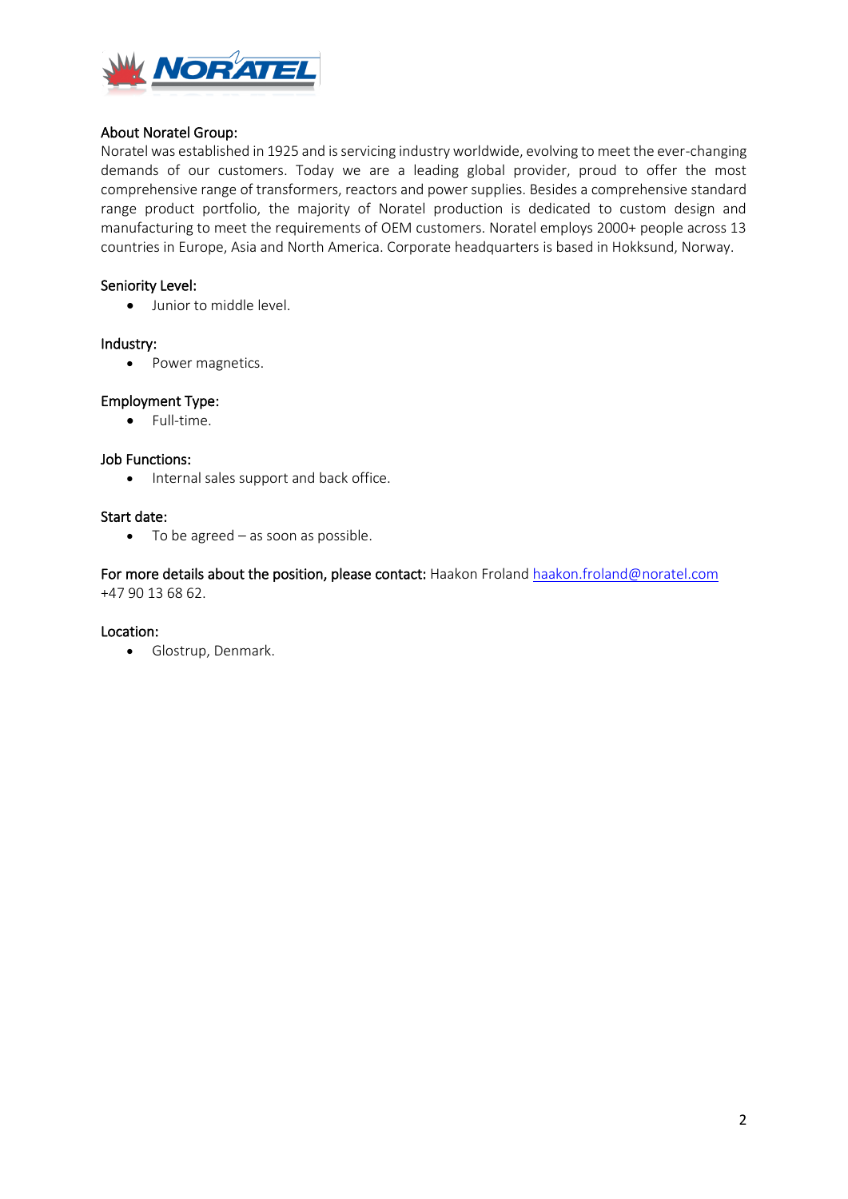About Noratel Group:

Noratel was established in 1925 and is servicing industry worldwide, evolving to meet the ever-changing demands of our customers. Today we are a leading global provider, proud to offer the most comprehensive range of transformers, reactors and power supplies. Besides a comprehensive standard range product portfolio, the majority of Noratel production is dedicated to custom design and manufacturing to meet the requirements of OEM customers. Noratel employs 2000+ people across 13 countries in Europe, Asia and North America. Corporate headquarters is based in Hokksund, Norway.

Seniority Level:

- Junior to middle level.

Industry:

- Power magnetics.

Employment Type:

- Full-time.

Job Functions:

- Internal sales support and back office.

Start date:

- To be agreed – as soon as possible.

**For more details about the position, please contact:** Haakon Froland haakon.froland@noratel.com +47 90 13 68 62.

Location:

- Glostrup, Denmark.